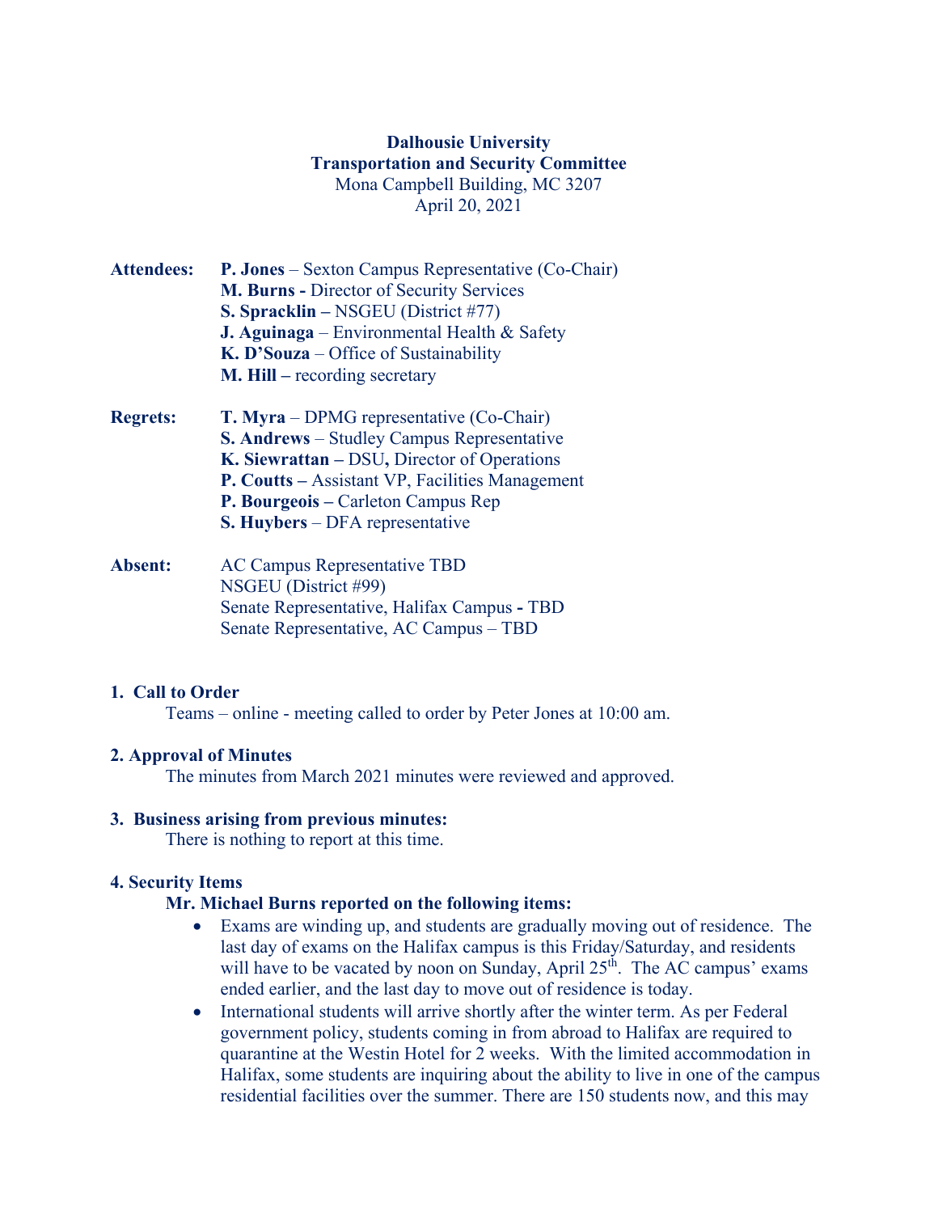**Dalhousie University**
**Transportation and Security Committee**
Mona Campbell Building, MC 3207
April 20, 2021

**Attendees:**
- **P. Jones** – Sexton Campus Representative (Co-Chair)
- **M. Burns -** Director of Security Services
- **S. Spracklin –** NSGEU (District #77)
- **J. Aguinaga** – Environmental Health & Safety
- **K. D'Souza** – Office of Sustainability
- **M. Hill –** recording secretary

**Regrets:**
- **T. Myra** – DPMG representative (Co-Chair)
- **S. Andrews** – Studley Campus Representative
- **K. Siewrattan – DSU,** Director of Operations
- **P. Coutts –** Assistant VP, Facilities Management
- **P. Bourgeois –** Carleton Campus Rep
- **S. Huybers** – DFA representative

**Absent:**
- AC Campus Representative TBD
- NSGEU (District #99)
- Senate Representative, Halifax Campus - TBD
- Senate Representative, AC Campus – TBD

## 1. Call to Order

Teams – online - meeting called to order by Peter Jones at 10:00 am.

## 2. Approval of Minutes

The minutes from March 2021 minutes were reviewed and approved.

## 3. Business arising from previous minutes:

There is nothing to report at this time.

## 4. Security Items

**Mr. Michael Burns reported on the following items:**

- Exams are winding up, and students are gradually moving out of residence. The last day of exams on the Halifax campus is this Friday/Saturday, and residents will have to be vacated by noon on Sunday, April 25th. The AC campus' exams ended earlier, and the last day to move out of residence is today.
- International students will arrive shortly after the winter term. As per Federal government policy, students coming in from abroad to Halifax are required to quarantine at the Westin Hotel for 2 weeks. With the limited accommodation in Halifax, some students are inquiring about the ability to live in one of the campus residential facilities over the summer. There are 150 students now, and this may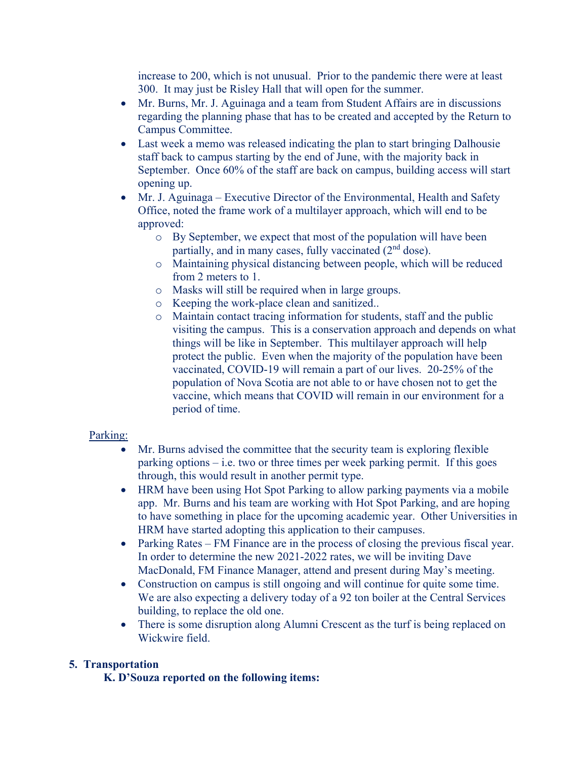increase to 200, which is not unusual. Prior to the pandemic there were at least 300. It may just be Risley Hall that will open for the summer.

- Mr. Burns, Mr. J. Aguinaga and a team from Student Affairs are in discussions regarding the planning phase that has to be created and accepted by the Return to Campus Committee.
- Last week a memo was released indicating the plan to start bringing Dalhousie staff back to campus starting by the end of June, with the majority back in September. Once 60% of the staff are back on campus, building access will start opening up.
- Mr. J. Aguinaga – Executive Director of the Environmental, Health and Safety Office, noted the frame work of a multilayer approach, which will end to be approved:
  - By September, we expect that most of the population will have been partially, and in many cases, fully vaccinated (2nd dose).
  - Maintaining physical distancing between people, which will be reduced from 2 meters to 1.
  - Masks will still be required when in large groups.
  - Keeping the work-place clean and sanitized..
  - Maintain contact tracing information for students, staff and the public visiting the campus. This is a conservation approach and depends on what things will be like in September. This multilayer approach will help protect the public. Even when the majority of the population have been vaccinated, COVID-19 will remain a part of our lives. 20-25% of the population of Nova Scotia are not able to or have chosen not to get the vaccine, which means that COVID will remain in our environment for a period of time.

Parking:

- Mr. Burns advised the committee that the security team is exploring flexible parking options – i.e. two or three times per week parking permit. If this goes through, this would result in another permit type.
- HRM have been using Hot Spot Parking to allow parking payments via a mobile app. Mr. Burns and his team are working with Hot Spot Parking, and are hoping to have something in place for the upcoming academic year. Other Universities in HRM have started adopting this application to their campuses.
- Parking Rates – FM Finance are in the process of closing the previous fiscal year. In order to determine the new 2021-2022 rates, we will be inviting Dave MacDonald, FM Finance Manager, attend and present during May's meeting.
- Construction on campus is still ongoing and will continue for quite some time. We are also expecting a delivery today of a 92 ton boiler at the Central Services building, to replace the old one.
- There is some disruption along Alumni Crescent as the turf is being replaced on Wickwire field.

**5. Transportation**

**K. D'Souza reported on the following items:**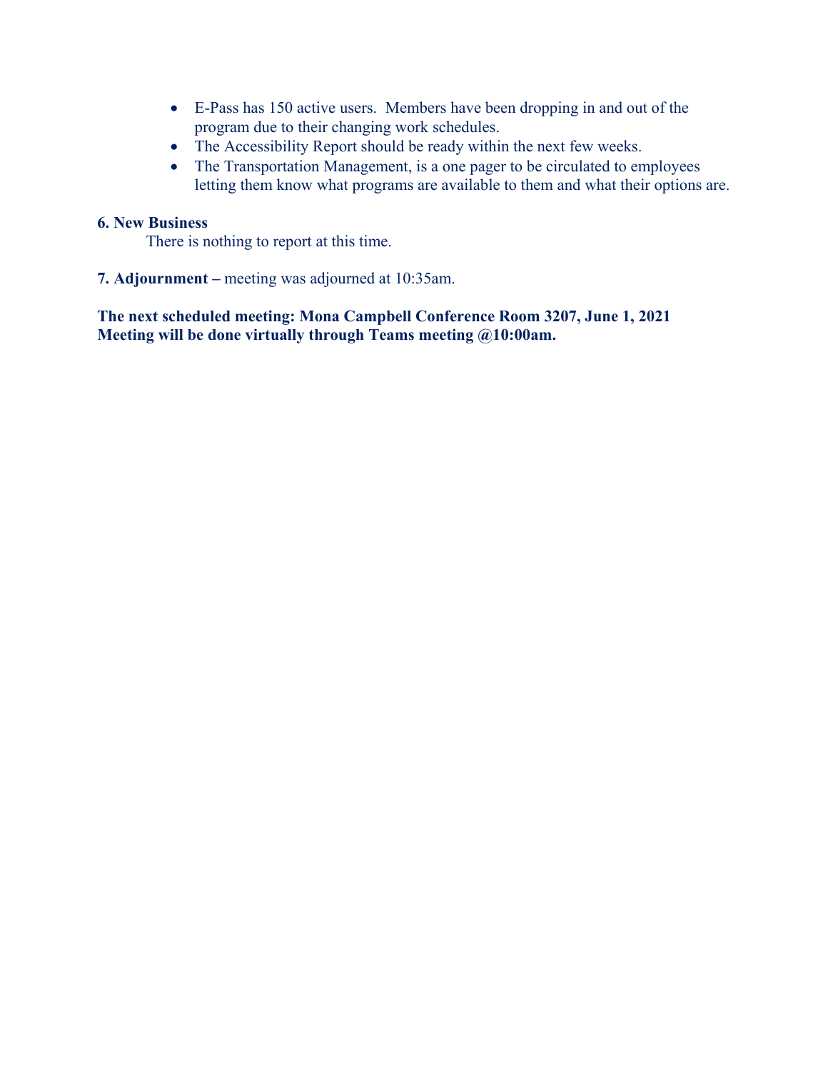- E-Pass has 150 active users.  Members have been dropping in and out of the program due to their changing work schedules.
- The Accessibility Report should be ready within the next few weeks.
- The Transportation Management, is a one pager to be circulated to employees letting them know what programs are available to them and what their options are.

**6. New Business**

There is nothing to report at this time.

**7. Adjournment –** meeting was adjourned at 10:35am.

**The next scheduled meeting: Mona Campbell Conference Room 3207, June 1, 2021**
**Meeting will be done virtually through Teams meeting @10:00am.**